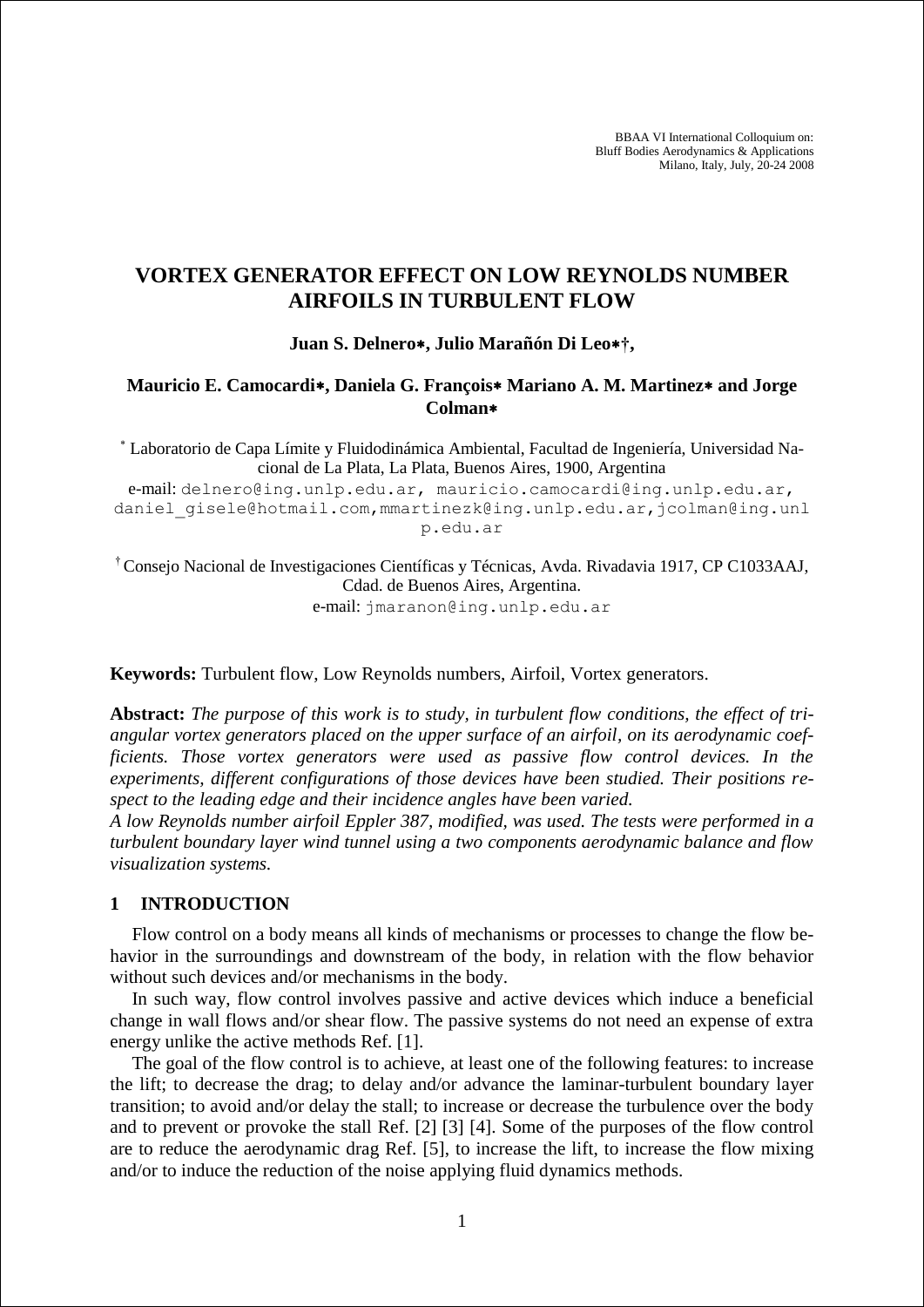BBAA VI International Colloquium on:
Bluff Bodies Aerodynamics & Applications
Milano, Italy, July, 20-24 2008

# VORTEX GENERATOR EFFECT ON LOW REYNOLDS NUMBER AIRFOILS IN TURBULENT FLOW

**Juan S. Delnero*, Julio Marañón Di Leo*†,**

**Mauricio E. Camocardi*, Daniela G. François* Mariano A. M. Martinez* and Jorge Colman***

[*] Laboratorio de Capa Límite y Fluidodinámica Ambiental, Facultad de Ingeniería, Universidad Nacional de La Plata, La Plata, Buenos Aires, 1900, Argentina
e-mail: delnero@ing.unlp.edu.ar, mauricio.camocardi@ing.unlp.edu.ar, daniel_gisele@hotmail.com, mmartinezk@ing.unlp.edu.ar, jcolman@ing.unlp.edu.ar

[†] Consejo Nacional de Investigaciones Científicas y Técnicas, Avda. Rivadavia 1917, CP C1033AAJ, Cdad. de Buenos Aires, Argentina.
e-mail: jmaranon@ing.unlp.edu.ar

**Keywords:** Turbulent flow, Low Reynolds numbers, Airfoil, Vortex generators.

**Abstract:** *The purpose of this work is to study, in turbulent flow conditions, the effect of triangular vortex generators placed on the upper surface of an airfoil, on its aerodynamic coefficients. Those vortex generators were used as passive flow control devices. In the experiments, different configurations of those devices have been studied. Their positions respect to the leading edge and their incidence angles have been varied.*
*A low Reynolds number airfoil Eppler 387, modified, was used. The tests were performed in a turbulent boundary layer wind tunnel using a two components aerodynamic balance and flow visualization systems.*

## 1 INTRODUCTION

Flow control on a body means all kinds of mechanisms or processes to change the flow behavior in the surroundings and downstream of the body, in relation with the flow behavior without such devices and/or mechanisms in the body.

In such way, flow control involves passive and active devices which induce a beneficial change in wall flows and/or shear flow. The passive systems do not need an expense of extra energy unlike the active methods Ref. [1].

The goal of the flow control is to achieve, at least one of the following features: to increase the lift; to decrease the drag; to delay and/or advance the laminar-turbulent boundary layer transition; to avoid and/or delay the stall; to increase or decrease the turbulence over the body and to prevent or provoke the stall Ref. [2] [3] [4]. Some of the purposes of the flow control are to reduce the aerodynamic drag Ref. [5], to increase the lift, to increase the flow mixing and/or to induce the reduction of the noise applying fluid dynamics methods.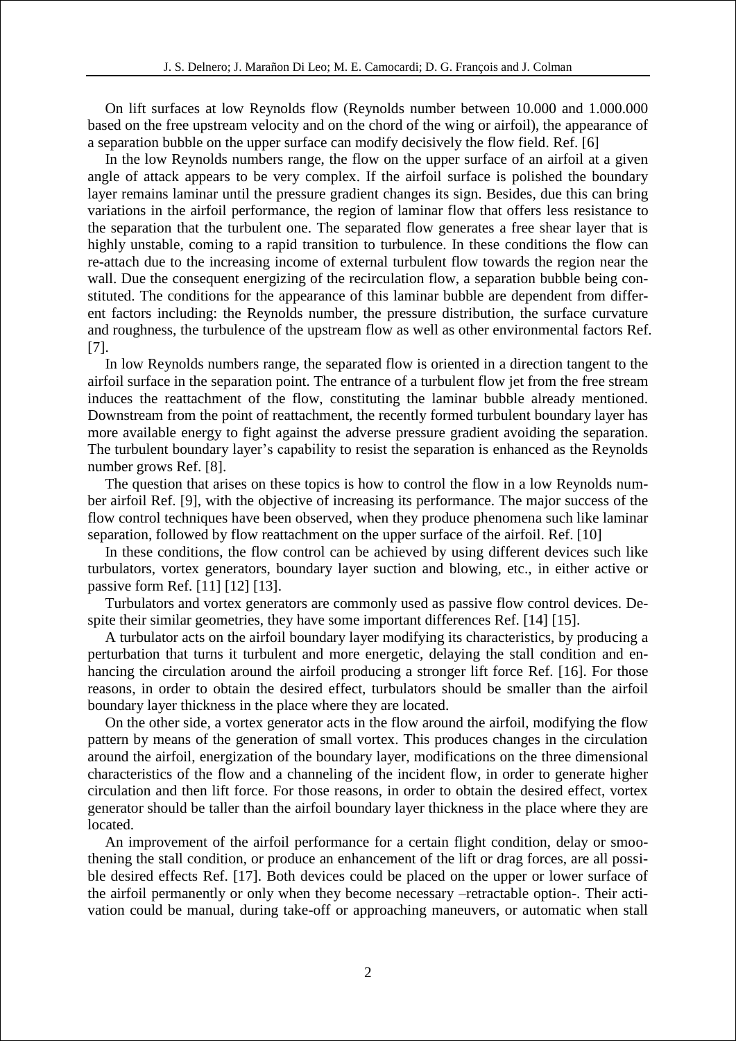On lift surfaces at low Reynolds flow (Reynolds number between 10.000 and 1.000.000 based on the free upstream velocity and on the chord of the wing or airfoil), the appearance of a separation bubble on the upper surface can modify decisively the flow field. Ref. [6]

In the low Reynolds numbers range, the flow on the upper surface of an airfoil at a given angle of attack appears to be very complex. If the airfoil surface is polished the boundary layer remains laminar until the pressure gradient changes its sign. Besides, due this can bring variations in the airfoil performance, the region of laminar flow that offers less resistance to the separation that the turbulent one. The separated flow generates a free shear layer that is highly unstable, coming to a rapid transition to turbulence. In these conditions the flow can re-attach due to the increasing income of external turbulent flow towards the region near the wall. Due the consequent energizing of the recirculation flow, a separation bubble being constituted. The conditions for the appearance of this laminar bubble are dependent from different factors including: the Reynolds number, the pressure distribution, the surface curvature and roughness, the turbulence of the upstream flow as well as other environmental factors Ref. [7].

In low Reynolds numbers range, the separated flow is oriented in a direction tangent to the airfoil surface in the separation point. The entrance of a turbulent flow jet from the free stream induces the reattachment of the flow, constituting the laminar bubble already mentioned. Downstream from the point of reattachment, the recently formed turbulent boundary layer has more available energy to fight against the adverse pressure gradient avoiding the separation. The turbulent boundary layer's capability to resist the separation is enhanced as the Reynolds number grows Ref. [8].

The question that arises on these topics is how to control the flow in a low Reynolds number airfoil Ref. [9], with the objective of increasing its performance. The major success of the flow control techniques have been observed, when they produce phenomena such like laminar separation, followed by flow reattachment on the upper surface of the airfoil. Ref. [10]

In these conditions, the flow control can be achieved by using different devices such like turbulators, vortex generators, boundary layer suction and blowing, etc., in either active or passive form Ref. [11] [12] [13].

Turbulators and vortex generators are commonly used as passive flow control devices. Despite their similar geometries, they have some important differences Ref. [14] [15].

A turbulator acts on the airfoil boundary layer modifying its characteristics, by producing a perturbation that turns it turbulent and more energetic, delaying the stall condition and enhancing the circulation around the airfoil producing a stronger lift force Ref. [16]. For those reasons, in order to obtain the desired effect, turbulators should be smaller than the airfoil boundary layer thickness in the place where they are located.

On the other side, a vortex generator acts in the flow around the airfoil, modifying the flow pattern by means of the generation of small vortex. This produces changes in the circulation around the airfoil, energization of the boundary layer, modifications on the three dimensional characteristics of the flow and a channeling of the incident flow, in order to generate higher circulation and then lift force. For those reasons, in order to obtain the desired effect, vortex generator should be taller than the airfoil boundary layer thickness in the place where they are located.

An improvement of the airfoil performance for a certain flight condition, delay or smoothening the stall condition, or produce an enhancement of the lift or drag forces, are all possible desired effects Ref. [17]. Both devices could be placed on the upper or lower surface of the airfoil permanently or only when they become necessary –retractable option-. Their activation could be manual, during take-off or approaching maneuvers, or automatic when stall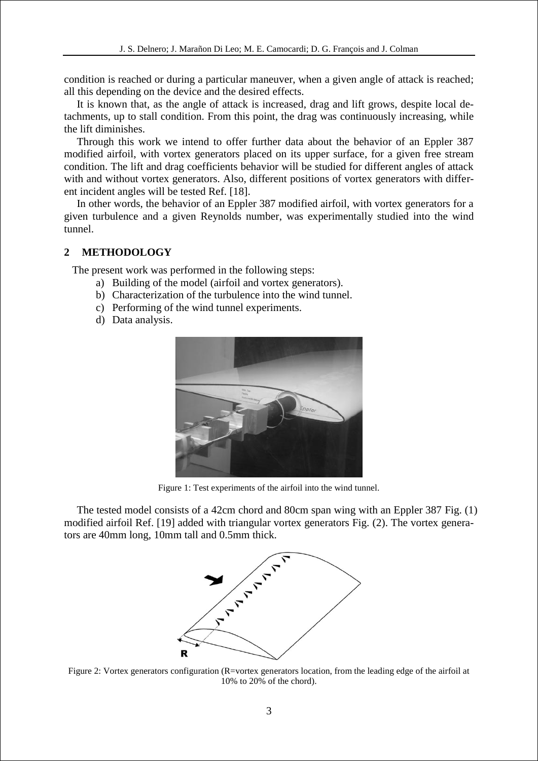condition is reached or during a particular maneuver, when a given angle of attack is reached; all this depending on the device and the desired effects.

It is known that, as the angle of attack is increased, drag and lift grows, despite local detachments, up to stall condition. From this point, the drag was continuously increasing, while the lift diminishes.

Through this work we intend to offer further data about the behavior of an Eppler 387 modified airfoil, with vortex generators placed on its upper surface, for a given free stream condition. The lift and drag coefficients behavior will be studied for different angles of attack with and without vortex generators. Also, different positions of vortex generators with different incident angles will be tested Ref. [18].

In other words, the behavior of an Eppler 387 modified airfoil, with vortex generators for a given turbulence and a given Reynolds number, was experimentally studied into the wind tunnel.

## 2 METHODOLOGY

The present work was performed in the following steps:

a) Building of the model (airfoil and vortex generators).
b) Characterization of the turbulence into the wind tunnel.
c) Performing of the wind tunnel experiments.
d) Data analysis.

Figure 1: Test experiments of the airfoil into the wind tunnel.

The tested model consists of a 42cm chord and 80cm span wing with an Eppler 387 Fig. (1) modified airfoil Ref. [19] added with triangular vortex generators Fig. (2). The vortex generators are 40mm long, 10mm tall and 0.5mm thick.

Figure 2: Vortex generators configuration (R=vortex generators location, from the leading edge of the airfoil at 10% to 20% of the chord).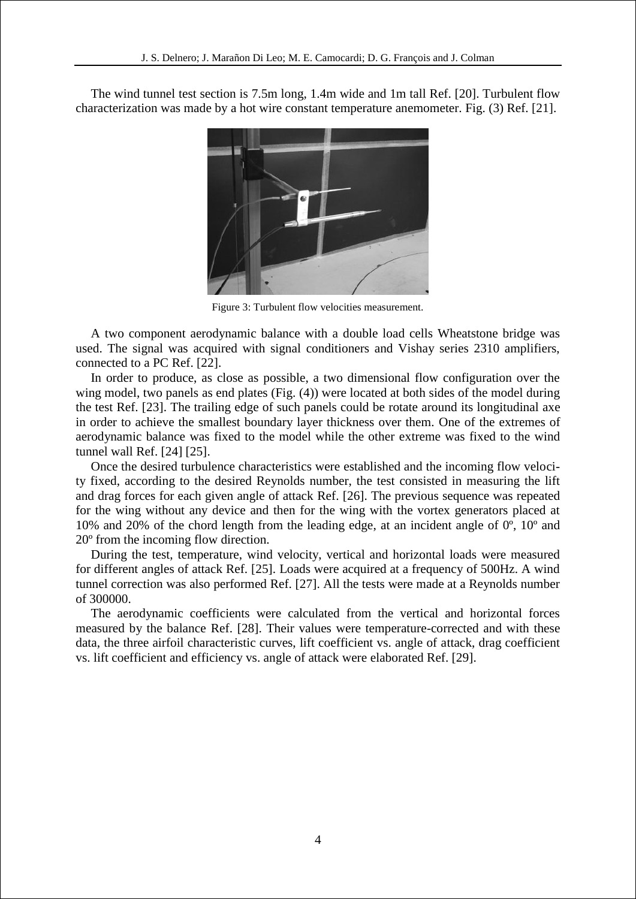The wind tunnel test section is 7.5m long, 1.4m wide and 1m tall Ref. [20]. Turbulent flow characterization was made by a hot wire constant temperature anemometer. Fig. (3) Ref. [21].

Figure 3: Turbulent flow velocities measurement.

A two component aerodynamic balance with a double load cells Wheatstone bridge was used. The signal was acquired with signal conditioners and Vishay series 2310 amplifiers, connected to a PC Ref. [22].

In order to produce, as close as possible, a two dimensional flow configuration over the wing model, two panels as end plates (Fig. (4)) were located at both sides of the model during the test Ref. [23]. The trailing edge of such panels could be rotate around its longitudinal axe in order to achieve the smallest boundary layer thickness over them. One of the extremes of aerodynamic balance was fixed to the model while the other extreme was fixed to the wind tunnel wall Ref. [24] [25].

Once the desired turbulence characteristics were established and the incoming flow velocity fixed, according to the desired Reynolds number, the test consisted in measuring the lift and drag forces for each given angle of attack Ref. [26]. The previous sequence was repeated for the wing without any device and then for the wing with the vortex generators placed at 10% and 20% of the chord length from the leading edge, at an incident angle of 0º, 10º and 20º from the incoming flow direction.

During the test, temperature, wind velocity, vertical and horizontal loads were measured for different angles of attack Ref. [25]. Loads were acquired at a frequency of 500Hz. A wind tunnel correction was also performed Ref. [27]. All the tests were made at a Reynolds number of 300000.

The aerodynamic coefficients were calculated from the vertical and horizontal forces measured by the balance Ref. [28]. Their values were temperature-corrected and with these data, the three airfoil characteristic curves, lift coefficient vs. angle of attack, drag coefficient vs. lift coefficient and efficiency vs. angle of attack were elaborated Ref. [29].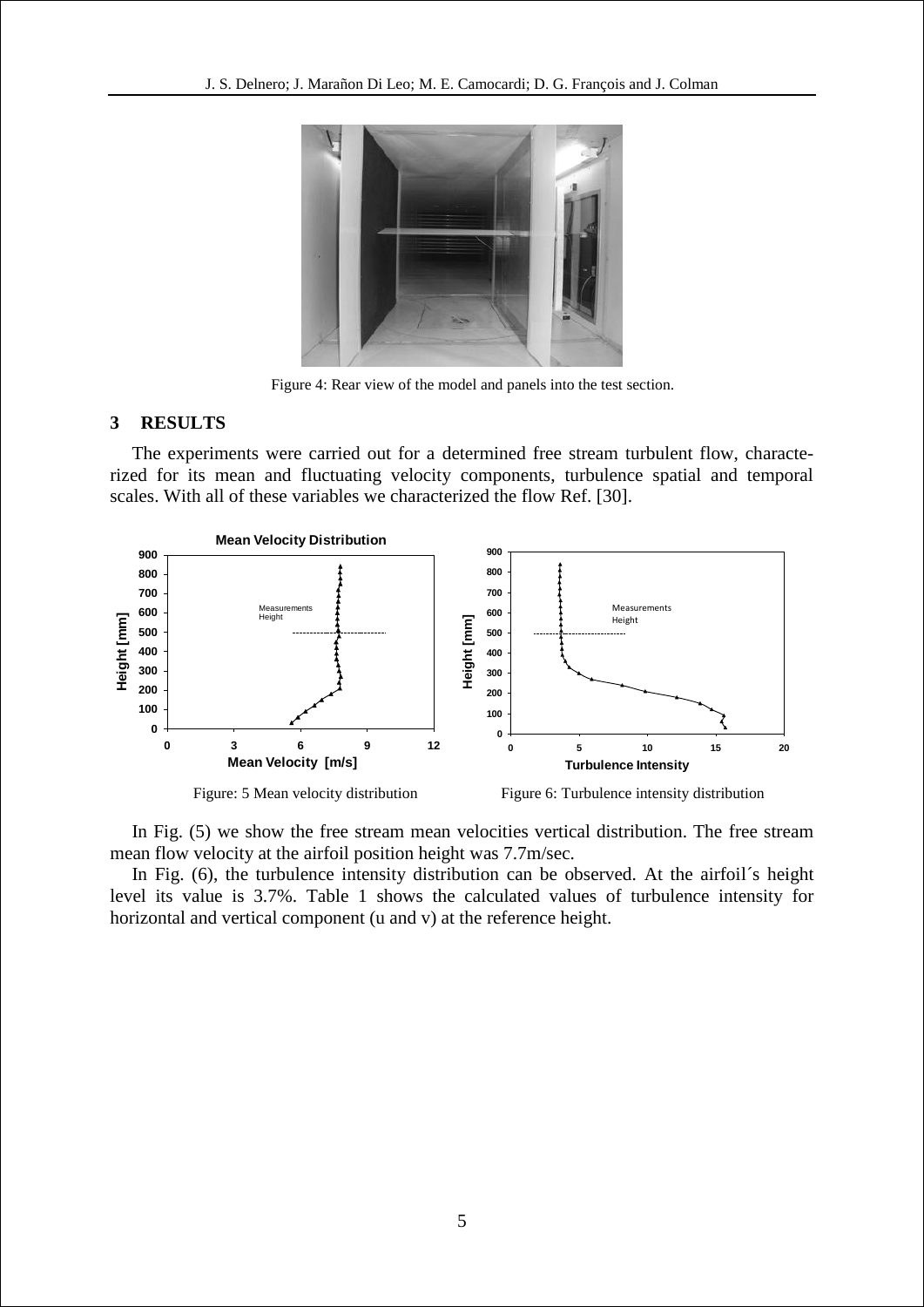Figure 4: Rear view of the model and panels into the test section.

## 3 RESULTS

The experiments were carried out for a determined free stream turbulent flow, characterized for its mean and fluctuating velocity components, turbulence spatial and temporal scales. With all of these variables we characterized the flow Ref. [30].

Figure: 5 Mean velocity distribution

Figure 6: Turbulence intensity distribution

In Fig. (5) we show the free stream mean velocities vertical distribution. The free stream mean flow velocity at the airfoil position height was 7.7m/sec.

In Fig. (6), the turbulence intensity distribution can be observed. At the airfoil´s height level its value is 3.7%. Table 1 shows the calculated values of turbulence intensity for horizontal and vertical component (u and v) at the reference height.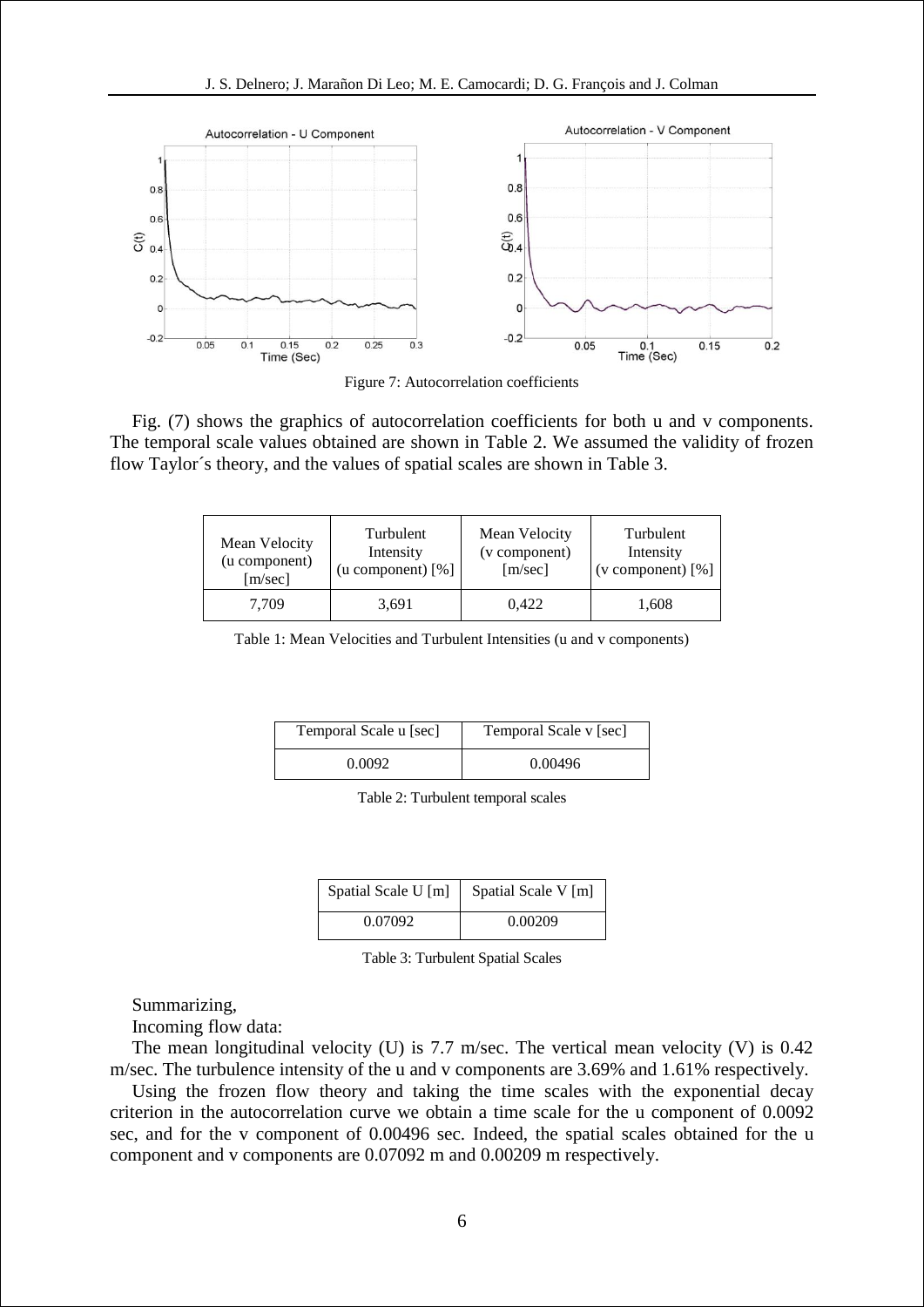Figure 7: Autocorrelation coefficients

Fig. (7) shows the graphics of autocorrelation coefficients for both u and v components. The temporal scale values obtained are shown in Table 2. We assumed the validity of frozen flow Taylor´s theory, and the values of spatial scales are shown in Table 3.

| Mean Velocity (u component) [m/sec] | Turbulent Intensity (u component) [%] | Mean Velocity (v component) [m/sec] | Turbulent Intensity (v component) [%] |
|---|---|---|---|
| 7,709 | 3,691 | 0,422 | 1,608 |

Table 1: Mean Velocities and Turbulent Intensities (u and v components)

| Temporal Scale u [sec] | Temporal Scale v [sec] |
|---|---|
| 0.0092 | 0.00496 |

Table 2: Turbulent temporal scales

| Spatial Scale U [m] | Spatial Scale V [m] |
|---|---|
| 0.07092 | 0.00209 |

Table 3: Turbulent Spatial Scales

Summarizing,

Incoming flow data:

The mean longitudinal velocity (U) is 7.7 m/sec. The vertical mean velocity (V) is 0.42 m/sec. The turbulence intensity of the u and v components are 3.69% and 1.61% respectively.

Using the frozen flow theory and taking the time scales with the exponential decay criterion in the autocorrelation curve we obtain a time scale for the u component of 0.0092 sec, and for the v component of 0.00496 sec. Indeed, the spatial scales obtained for the u component and v components are 0.07092 m and 0.00209 m respectively.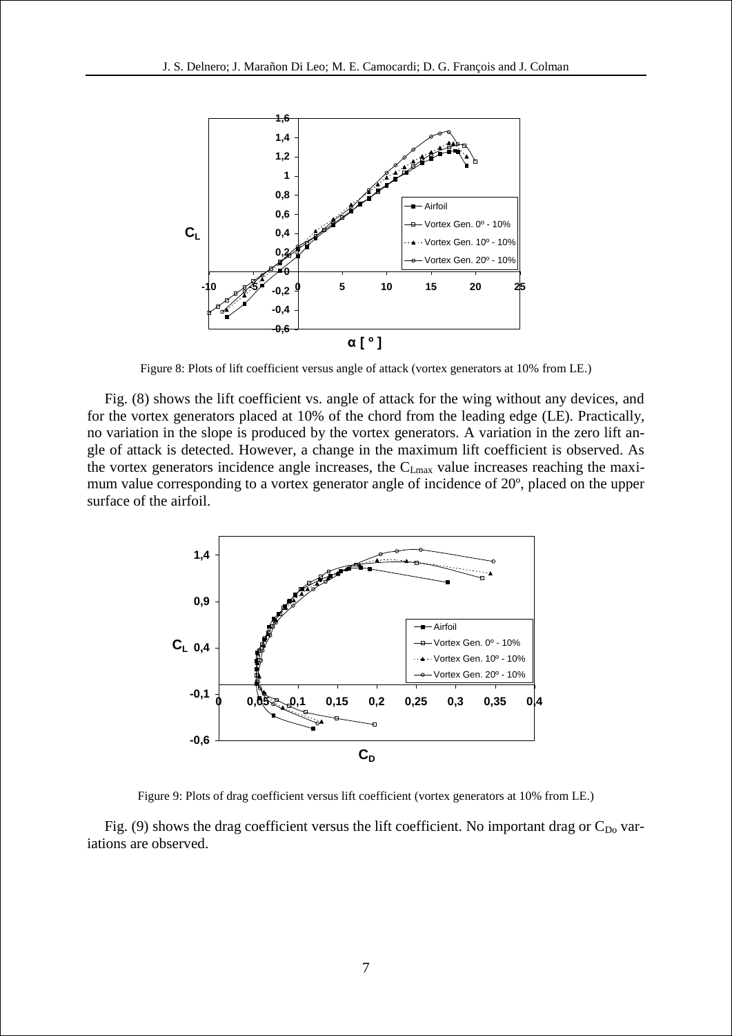Figure 8: Plots of lift coefficient versus angle of attack (vortex generators at 10% from LE.)

Fig. (8) shows the lift coefficient vs. angle of attack for the wing without any devices, and for the vortex generators placed at 10% of the chord from the leading edge (LE). Practically, no variation in the slope is produced by the vortex generators. A variation in the zero lift angle of attack is detected. However, a change in the maximum lift coefficient is observed. As the vortex generators incidence angle increases, the $C_{Lmax}$ value increases reaching the maximum value corresponding to a vortex generator angle of incidence of 20º, placed on the upper surface of the airfoil.

Figure 9: Plots of drag coefficient versus lift coefficient (vortex generators at 10% from LE.)

Fig. (9) shows the drag coefficient versus the lift coefficient. No important drag or $C_{Do}$ variations are observed.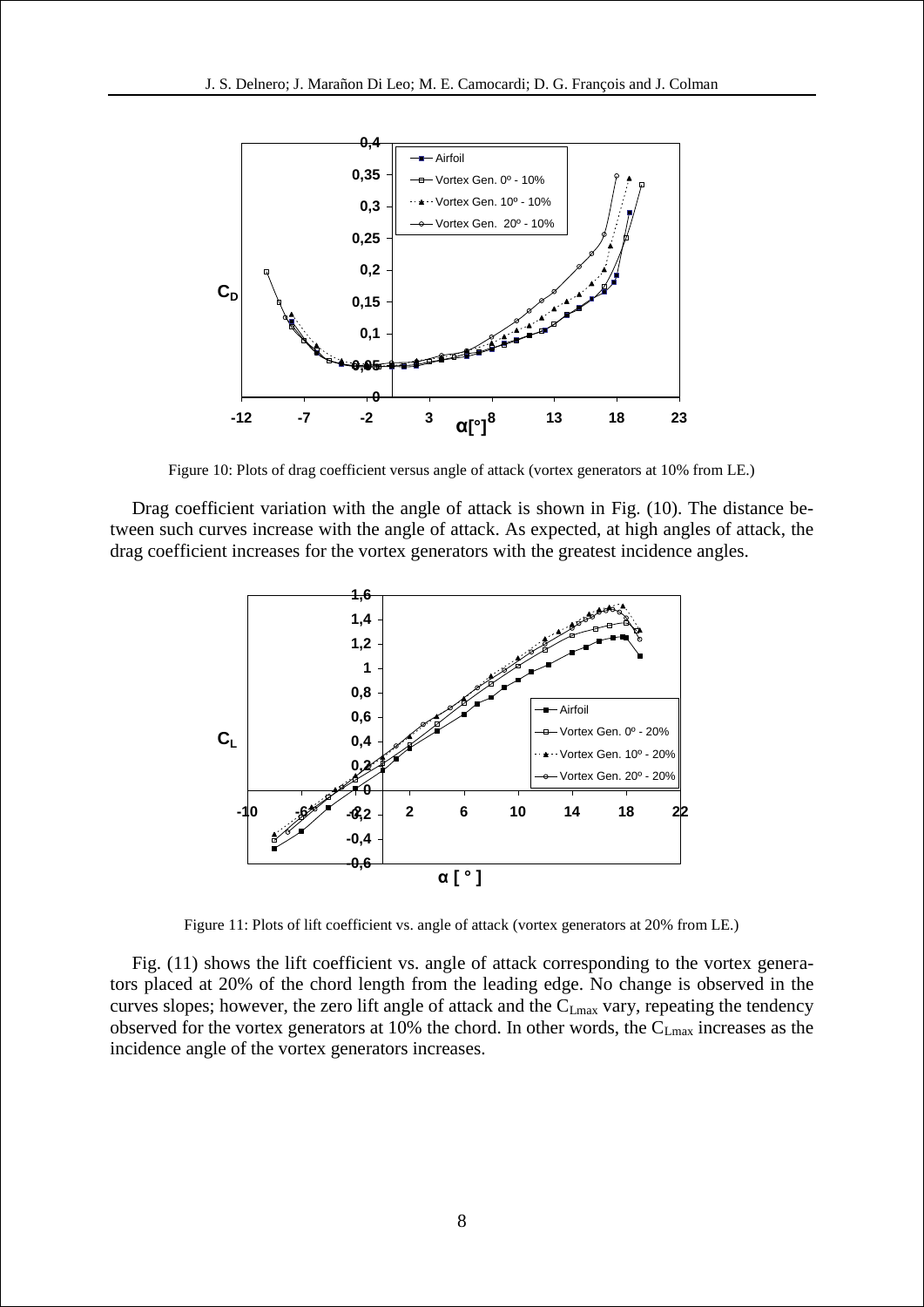Figure 10: Plots of drag coefficient versus angle of attack (vortex generators at 10% from LE.)

Drag coefficient variation with the angle of attack is shown in Fig. (10). The distance between such curves increase with the angle of attack. As expected, at high angles of attack, the drag coefficient increases for the vortex generators with the greatest incidence angles.

Figure 11: Plots of lift coefficient vs. angle of attack (vortex generators at 20% from LE.)

Fig. (11) shows the lift coefficient vs. angle of attack corresponding to the vortex generators placed at 20% of the chord length from the leading edge. No change is observed in the curves slopes; however, the zero lift angle of attack and the $C_{Lmax}$ vary, repeating the tendency observed for the vortex generators at 10% the chord. In other words, the $C_{Lmax}$ increases as the incidence angle of the vortex generators increases.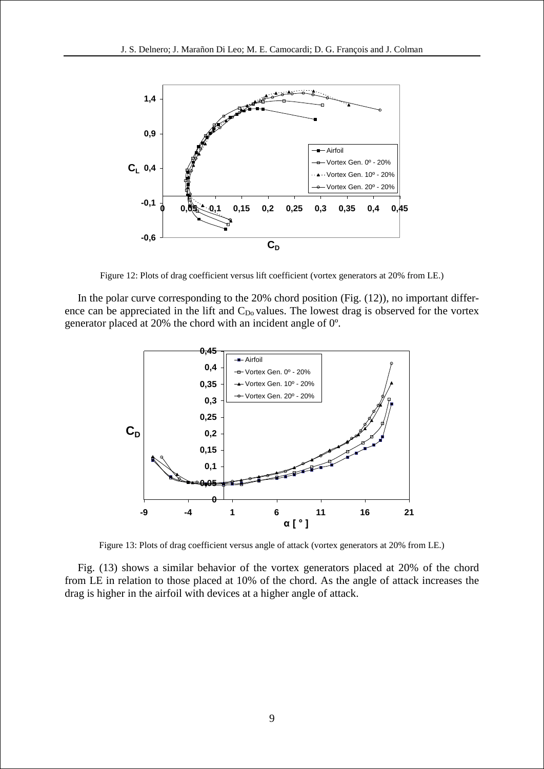Figure 12: Plots of drag coefficient versus lift coefficient (vortex generators at 20% from LE.)

In the polar curve corresponding to the 20% chord position (Fig. (12)), no important difference can be appreciated in the lift and $C_{Do}$ values. The lowest drag is observed for the vortex generator placed at 20% the chord with an incident angle of 0º.

Figure 13: Plots of drag coefficient versus angle of attack (vortex generators at 20% from LE.)

Fig. (13) shows a similar behavior of the vortex generators placed at 20% of the chord from LE in relation to those placed at 10% of the chord. As the angle of attack increases the drag is higher in the airfoil with devices at a higher angle of attack.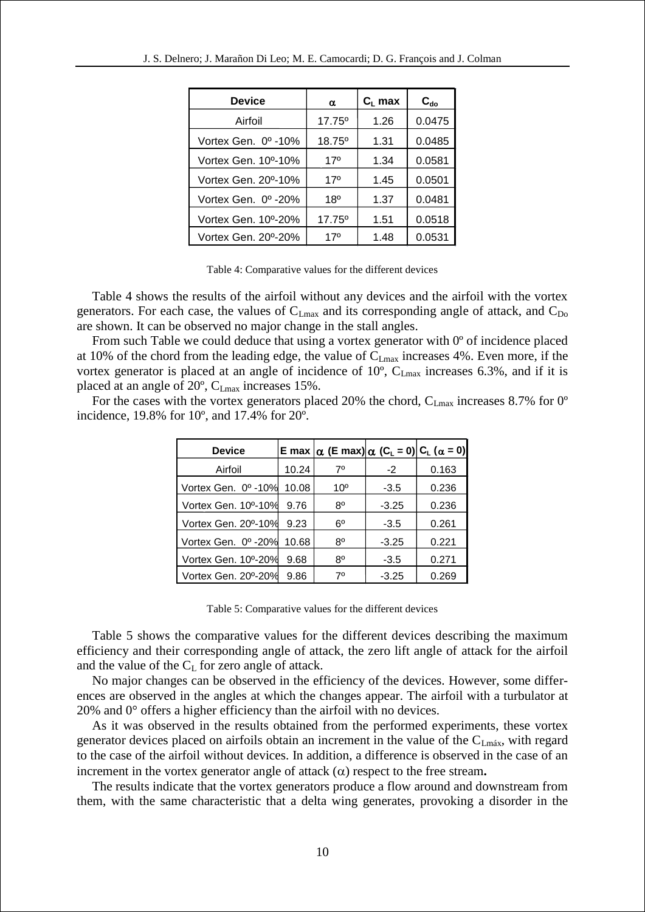| Device | $\alpha$ | $C_L$ max | $C_{do}$ |
|---|---|---|---|
| Airfoil | 17.75º | 1.26 | 0.0475 |
| Vortex Gen. 0º -10% | 18.75º | 1.31 | 0.0485 |
| Vortex Gen. 10º-10% | 17º | 1.34 | 0.0581 |
| Vortex Gen. 20º-10% | 17º | 1.45 | 0.0501 |
| Vortex Gen. 0º -20% | 18º | 1.37 | 0.0481 |
| Vortex Gen. 10º-20% | 17.75º | 1.51 | 0.0518 |
| Vortex Gen. 20º-20% | 17º | 1.48 | 0.0531 |

Table 4: Comparative values for the different devices

Table 4 shows the results of the airfoil without any devices and the airfoil with the vortex generators. For each case, the values of $C_{Lmax}$ and its corresponding angle of attack, and $C_{Do}$ are shown. It can be observed no major change in the stall angles.

From such Table we could deduce that using a vortex generator with 0º of incidence placed at 10% of the chord from the leading edge, the value of $C_{Lmax}$ increases 4%. Even more, if the vortex generator is placed at an angle of incidence of 10º, $C_{Lmax}$ increases 6.3%, and if it is placed at an angle of 20º, $C_{Lmax}$ increases 15%.

For the cases with the vortex generators placed 20% the chord, $C_{Lmax}$ increases 8.7% for 0º incidence, 19.8% for 10º, and 17.4% for 20º.

| Device | E max | $\alpha$ (E max) | $\alpha$ ($C_L = 0$) | $C_L$ ($\alpha = 0$) |
|---|---|---|---|---|
| Airfoil | 10.24 | 7º | -2 | 0.163 |
| Vortex Gen. 0º -10% | 10.08 | 10º | -3.5 | 0.236 |
| Vortex Gen. 10º-10% | 9.76 | 8º | -3.25 | 0.236 |
| Vortex Gen. 20º-10% | 9.23 | 6º | -3.5 | 0.261 |
| Vortex Gen. 0º -20% | 10.68 | 8º | -3.25 | 0.221 |
| Vortex Gen. 10º-20% | 9.68 | 8º | -3.5 | 0.271 |
| Vortex Gen. 20º-20% | 9.86 | 7º | -3.25 | 0.269 |

Table 5: Comparative values for the different devices

Table 5 shows the comparative values for the different devices describing the maximum efficiency and their corresponding angle of attack, the zero lift angle of attack for the airfoil and the value of the $C_L$ for zero angle of attack.

No major changes can be observed in the efficiency of the devices. However, some differences are observed in the angles at which the changes appear. The airfoil with a turbulator at 20% and 0° offers a higher efficiency than the airfoil with no devices.

As it was observed in the results obtained from the performed experiments, these vortex generator devices placed on airfoils obtain an increment in the value of the $C_{Lmáx}$, with regard to the case of the airfoil without devices. In addition, a difference is observed in the case of an increment in the vortex generator angle of attack ($\alpha$) respect to the free stream**.**

The results indicate that the vortex generators produce a flow around and downstream from them, with the same characteristic that a delta wing generates, provoking a disorder in the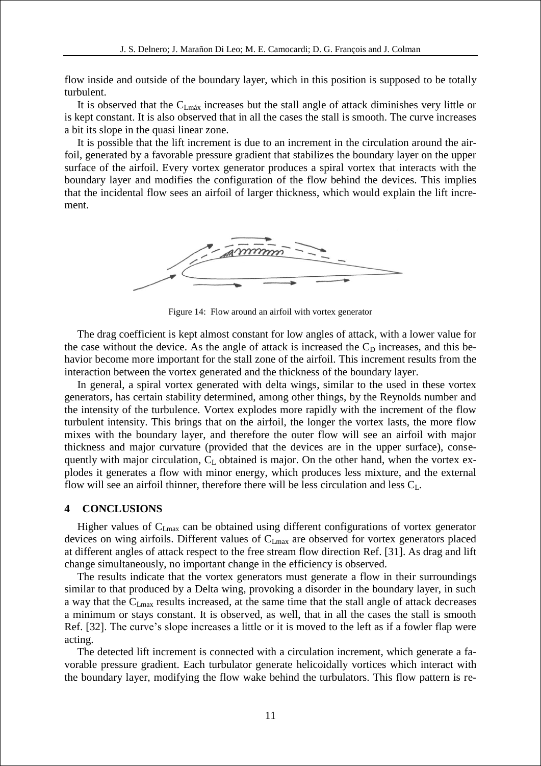flow inside and outside of the boundary layer, which in this position is supposed to be totally turbulent.

It is observed that the $C_{Lmáx}$ increases but the stall angle of attack diminishes very little or is kept constant. It is also observed that in all the cases the stall is smooth. The curve increases a bit its slope in the quasi linear zone.

It is possible that the lift increment is due to an increment in the circulation around the airfoil, generated by a favorable pressure gradient that stabilizes the boundary layer on the upper surface of the airfoil. Every vortex generator produces a spiral vortex that interacts with the boundary layer and modifies the configuration of the flow behind the devices. This implies that the incidental flow sees an airfoil of larger thickness, which would explain the lift increment.

Figure 14: Flow around an airfoil with vortex generator

The drag coefficient is kept almost constant for low angles of attack, with a lower value for the case without the device. As the angle of attack is increased the $C_D$ increases, and this behavior become more important for the stall zone of the airfoil. This increment results from the interaction between the vortex generated and the thickness of the boundary layer.

In general, a spiral vortex generated with delta wings, similar to the used in these vortex generators, has certain stability determined, among other things, by the Reynolds number and the intensity of the turbulence. Vortex explodes more rapidly with the increment of the flow turbulent intensity. This brings that on the airfoil, the longer the vortex lasts, the more flow mixes with the boundary layer, and therefore the outer flow will see an airfoil with major thickness and major curvature (provided that the devices are in the upper surface), consequently with major circulation, $C_L$ obtained is major. On the other hand, when the vortex explodes it generates a flow with minor energy, which produces less mixture, and the external flow will see an airfoil thinner, therefore there will be less circulation and less $C_L$.

## 4 CONCLUSIONS

Higher values of $C_{Lmax}$ can be obtained using different configurations of vortex generator devices on wing airfoils. Different values of $C_{Lmax}$ are observed for vortex generators placed at different angles of attack respect to the free stream flow direction Ref. [31]. As drag and lift change simultaneously, no important change in the efficiency is observed.

The results indicate that the vortex generators must generate a flow in their surroundings similar to that produced by a Delta wing, provoking a disorder in the boundary layer, in such a way that the $C_{Lmax}$ results increased, at the same time that the stall angle of attack decreases a minimum or stays constant. It is observed, as well, that in all the cases the stall is smooth Ref. [32]. The curve's slope increases a little or it is moved to the left as if a fowler flap were acting.

The detected lift increment is connected with a circulation increment, which generate a favorable pressure gradient. Each turbulator generate helicoidally vortices which interact with the boundary layer, modifying the flow wake behind the turbulators. This flow pattern is re-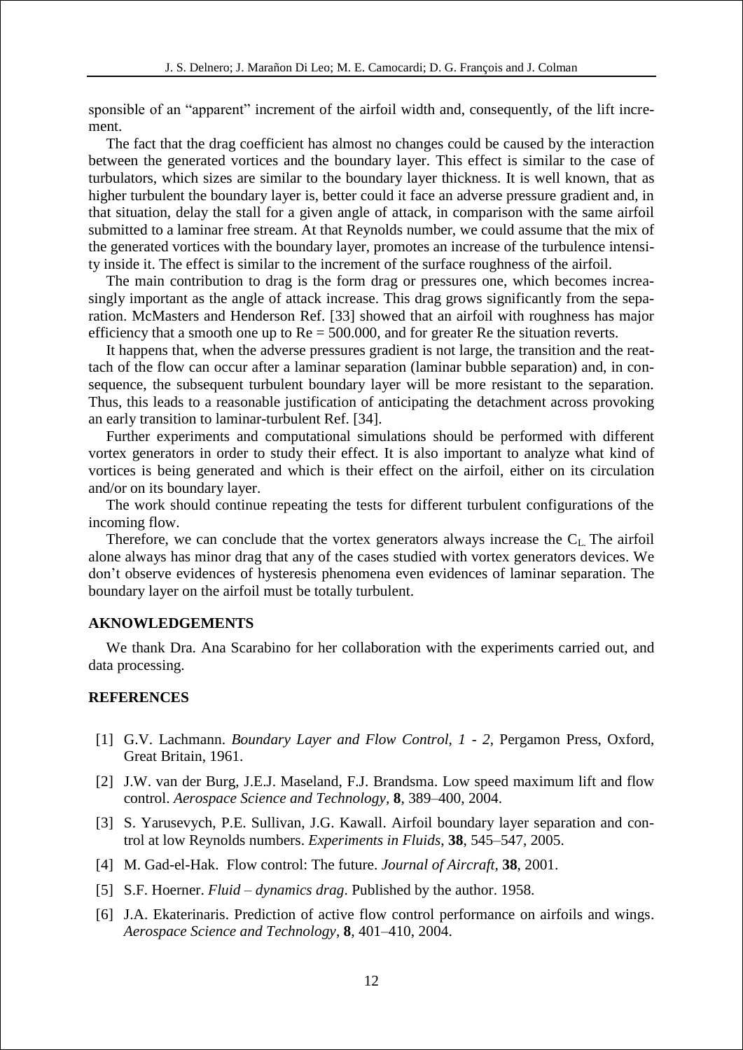sponsible of an "apparent" increment of the airfoil width and, consequently, of the lift increment.

The fact that the drag coefficient has almost no changes could be caused by the interaction between the generated vortices and the boundary layer. This effect is similar to the case of turbulators, which sizes are similar to the boundary layer thickness. It is well known, that as higher turbulent the boundary layer is, better could it face an adverse pressure gradient and, in that situation, delay the stall for a given angle of attack, in comparison with the same airfoil submitted to a laminar free stream. At that Reynolds number, we could assume that the mix of the generated vortices with the boundary layer, promotes an increase of the turbulence intensity inside it. The effect is similar to the increment of the surface roughness of the airfoil.

The main contribution to drag is the form drag or pressures one, which becomes increasingly important as the angle of attack increase. This drag grows significantly from the separation. McMasters and Henderson Ref. [33] showed that an airfoil with roughness has major efficiency that a smooth one up to Re = 500.000, and for greater Re the situation reverts.

It happens that, when the adverse pressures gradient is not large, the transition and the reattach of the flow can occur after a laminar separation (laminar bubble separation) and, in consequence, the subsequent turbulent boundary layer will be more resistant to the separation. Thus, this leads to a reasonable justification of anticipating the detachment across provoking an early transition to laminar-turbulent Ref. [34].

Further experiments and computational simulations should be performed with different vortex generators in order to study their effect. It is also important to analyze what kind of vortices is being generated and which is their effect on the airfoil, either on its circulation and/or on its boundary layer.

The work should continue repeating the tests for different turbulent configurations of the incoming flow.

Therefore, we can conclude that the vortex generators always increase the $C_L$. The airfoil alone always has minor drag that any of the cases studied with vortex generators devices. We don't observe evidences of hysteresis phenomena even evidences of laminar separation. The boundary layer on the airfoil must be totally turbulent.

## AKNOWLEDGEMENTS

We thank Dra. Ana Scarabino for her collaboration with the experiments carried out, and data processing.

## REFERENCES

[1] G.V. Lachmann. *Boundary Layer and Flow Control, 1 - 2*, Pergamon Press, Oxford, Great Britain, 1961.

[2] J.W. van der Burg, J.E.J. Maseland, F.J. Brandsma. Low speed maximum lift and flow control. *Aerospace Science and Technology*, **8**, 389–400, 2004.

[3] S. Yarusevych, P.E. Sullivan, J.G. Kawall. Airfoil boundary layer separation and control at low Reynolds numbers. *Experiments in Fluids*, **38**, 545–547, 2005.

[4] M. Gad-el-Hak. Flow control: The future. *Journal of Aircraft*, **38**, 2001.

[5] S.F. Hoerner. *Fluid – dynamics drag*. Published by the author. 1958.

[6] J.A. Ekaterinaris. Prediction of active flow control performance on airfoils and wings. *Aerospace Science and Technology*, **8**, 401–410, 2004.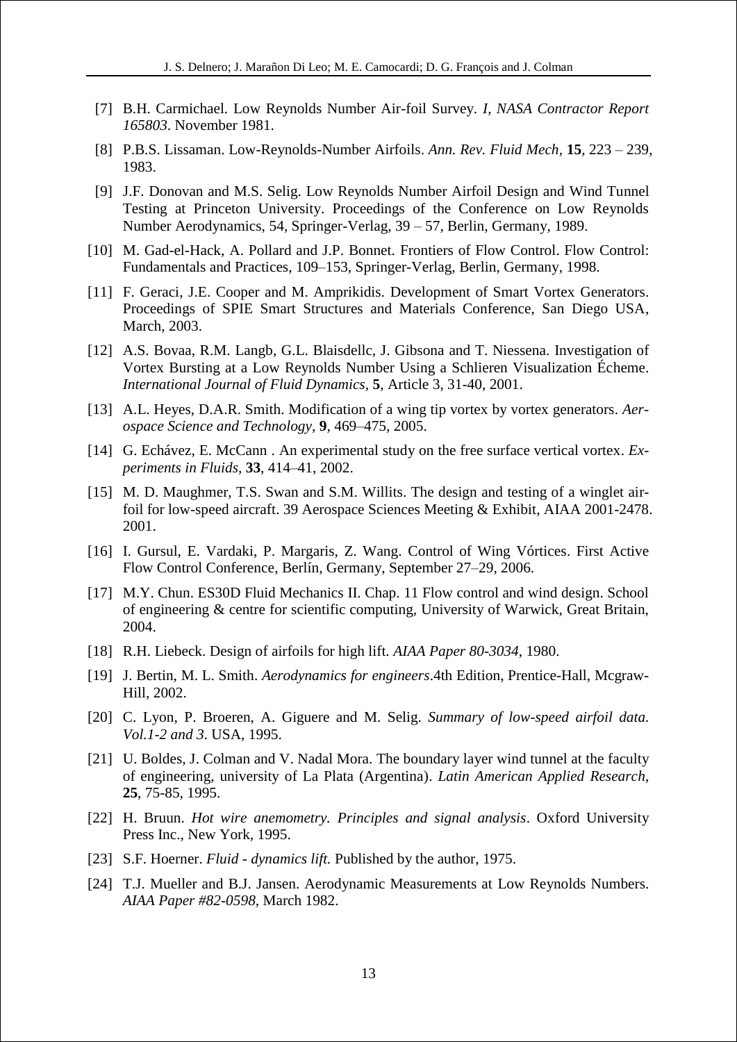[7] B.H. Carmichael. Low Reynolds Number Air-foil Survey. *I, NASA Contractor Report 165803*. November 1981.

[8] P.B.S. Lissaman. Low-Reynolds-Number Airfoils. *Ann. Rev. Fluid Mech,* **15**, 223 – 239, 1983.

[9] J.F. Donovan and M.S. Selig. Low Reynolds Number Airfoil Design and Wind Tunnel Testing at Princeton University. Proceedings of the Conference on Low Reynolds Number Aerodynamics, 54, Springer-Verlag, 39 – 57, Berlin, Germany, 1989.

[10] M. Gad-el-Hack, A. Pollard and J.P. Bonnet. Frontiers of Flow Control. Flow Control: Fundamentals and Practices, 109–153, Springer-Verlag, Berlin, Germany, 1998.

[11] F. Geraci, J.E. Cooper and M. Amprikidis. Development of Smart Vortex Generators. Proceedings of SPIE Smart Structures and Materials Conference, San Diego USA, March, 2003.

[12] A.S. Bovaa, R.M. Langb, G.L. Blaisdellc, J. Gibsona and T. Niessena. Investigation of Vortex Bursting at a Low Reynolds Number Using a Schlieren Visualization Écheme. *International Journal of Fluid Dynamics,* **5**, Article 3, 31-40, 2001.

[13] A.L. Heyes, D.A.R. Smith. Modification of a wing tip vortex by vortex generators. *Aerospace Science and Technology*, **9**, 469–475, 2005.

[14] G. Echávez, E. McCann . An experimental study on the free surface vertical vortex. *Experiments in Fluids*, **33**, 414–41, 2002.

[15] M. D. Maughmer, T.S. Swan and S.M. Willits. The design and testing of a winglet airfoil for low-speed aircraft. 39 Aerospace Sciences Meeting & Exhibit, AIAA 2001-2478. 2001.

[16] I. Gursul, E. Vardaki, P. Margaris, Z. Wang. Control of Wing Vórtices. First Active Flow Control Conference, Berlín, Germany, September 27–29, 2006.

[17] M.Y. Chun. ES30D Fluid Mechanics II. Chap. 11 Flow control and wind design. School of engineering & centre for scientific computing, University of Warwick, Great Britain, 2004.

[18] R.H. Liebeck. Design of airfoils for high lift. *AIAA Paper 80-3034*, 1980.

[19] J. Bertin, M. L. Smith. *Aerodynamics for engineers*.4th Edition, Prentice-Hall, Mcgraw-Hill, 2002.

[20] C. Lyon, P. Broeren, A. Giguere and M. Selig. *Summary of low-speed airfoil data. Vol.1-2 and 3*. USA, 1995.

[21] U. Boldes, J. Colman and V. Nadal Mora. The boundary layer wind tunnel at the faculty of engineering, university of La Plata (Argentina). *Latin American Applied Research*, **25**, 75-85, 1995.

[22] H. Bruun. *Hot wire anemometry. Principles and signal analysis*. Oxford University Press Inc., New York, 1995.

[23] S.F. Hoerner. *Fluid - dynamics lift.* Published by the author, 1975.

[24] T.J. Mueller and B.J. Jansen. Aerodynamic Measurements at Low Reynolds Numbers. *AIAA Paper #82-0598*, March 1982.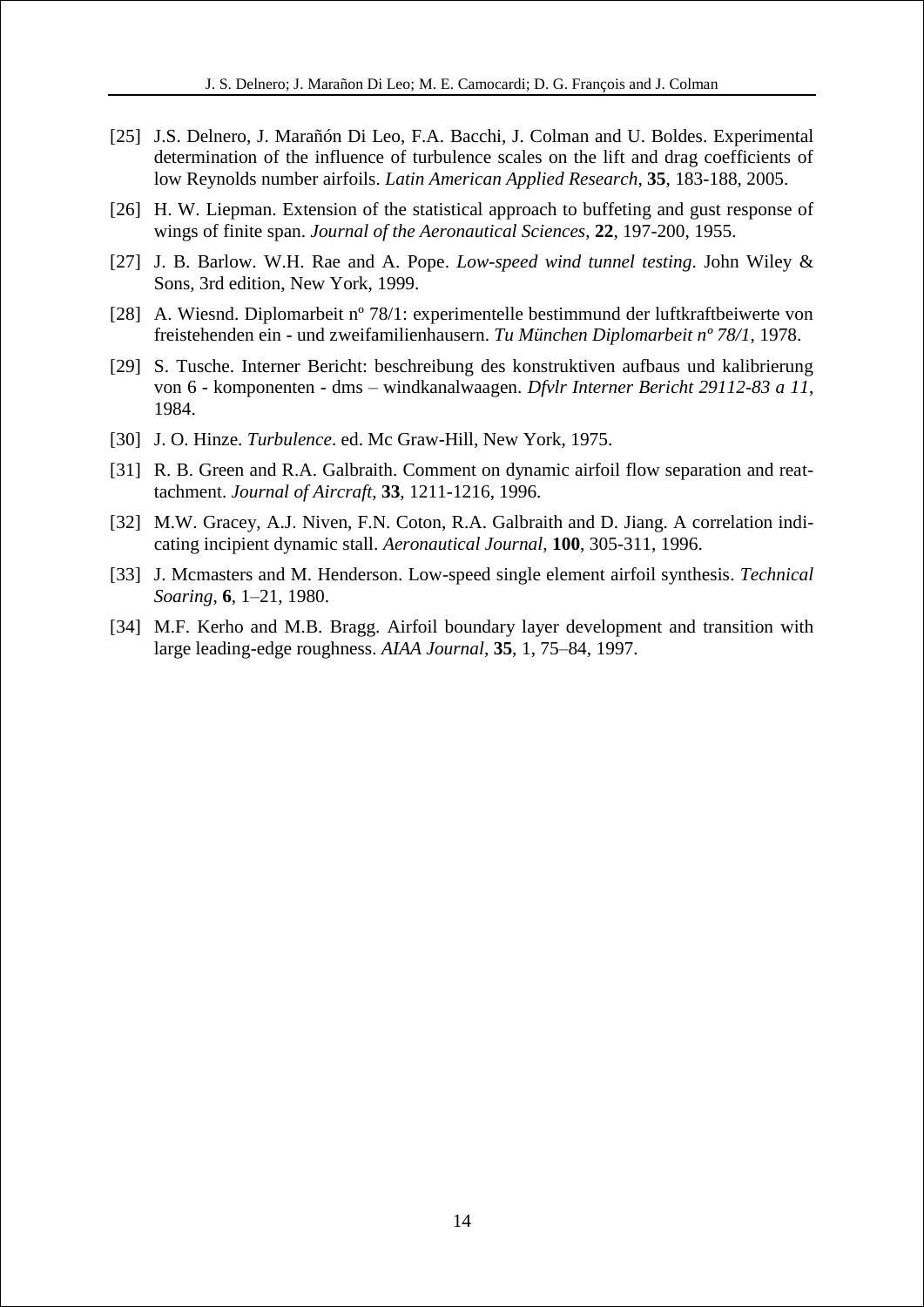[25] J.S. Delnero, J. Marañón Di Leo, F.A. Bacchi, J. Colman and U. Boldes. Experimental determination of the influence of turbulence scales on the lift and drag coefficients of low Reynolds number airfoils. *Latin American Applied Research*, **35**, 183-188, 2005.

[26] H. W. Liepman. Extension of the statistical approach to buffeting and gust response of wings of finite span. *Journal of the Aeronautical Sciences*, **22**, 197-200, 1955.

[27] J. B. Barlow. W.H. Rae and A. Pope. *Low-speed wind tunnel testing*. John Wiley & Sons, 3rd edition, New York, 1999.

[28] A. Wiesnd. Diplomarbeit nº 78/1: experimentelle bestimmund der luftkraftbeiwerte von freistehenden ein - und zweifamilienhausern. *Tu München Diplomarbeit nº 78/1*, 1978.

[29] S. Tusche. Interner Bericht: beschreibung des konstruktiven aufbaus und kalibrierung von 6 - komponenten - dms – windkanalwaagen. *Dfvlr Interner Bericht 29112-83 a 11*, 1984.

[30] J. O. Hinze. *Turbulence*. ed. Mc Graw-Hill, New York, 1975.

[31] R. B. Green and R.A. Galbraith. Comment on dynamic airfoil flow separation and reattachment. *Journal of Aircraft*, **33**, 1211-1216, 1996.

[32] M.W. Gracey, A.J. Niven, F.N. Coton, R.A. Galbraith and D. Jiang. A correlation indicating incipient dynamic stall. *Aeronautical Journal*, **100**, 305-311, 1996.

[33] J. Mcmasters and M. Henderson. Low-speed single element airfoil synthesis. *Technical Soaring*, **6**, 1–21, 1980.

[34] M.F. Kerho and M.B. Bragg. Airfoil boundary layer development and transition with large leading-edge roughness. *AIAA Journal*, **35**, 1, 75–84, 1997.